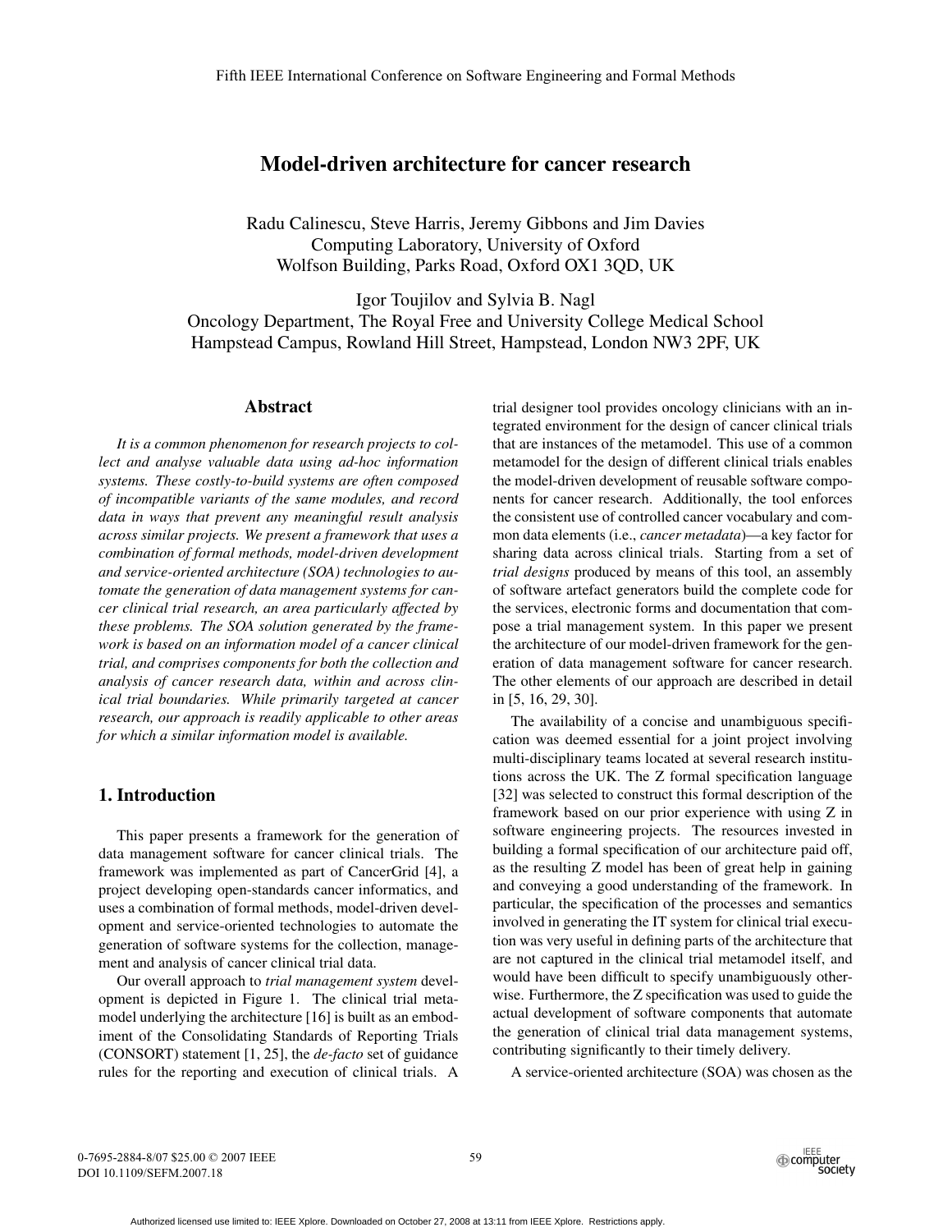# Model-driven architecture for cancer research

Radu Calinescu, Steve Harris, Jeremy Gibbons and Jim Davies
Computing Laboratory, University of Oxford
Wolfson Building, Parks Road, Oxford OX1 3QD, UK

Igor Toujilov and Sylvia B. Nagl
Oncology Department, The Royal Free and University College Medical School
Hampstead Campus, Rowland Hill Street, Hampstead, London NW3 2PF, UK

## Abstract

*It is a common phenomenon for research projects to collect and analyse valuable data using ad-hoc information systems. These costly-to-build systems are often composed of incompatible variants of the same modules, and record data in ways that prevent any meaningful result analysis across similar projects. We present a framework that uses a combination of formal methods, model-driven development and service-oriented architecture (SOA) technologies to automate the generation of data management systems for cancer clinical trial research, an area particularly affected by these problems. The SOA solution generated by the framework is based on an information model of a cancer clinical trial, and comprises components for both the collection and analysis of cancer research data, within and across clinical trial boundaries. While primarily targeted at cancer research, our approach is readily applicable to other areas for which a similar information model is available.*

## 1. Introduction

This paper presents a framework for the generation of data management software for cancer clinical trials. The framework was implemented as part of CancerGrid [4], a project developing open-standards cancer informatics, and uses a combination of formal methods, model-driven development and service-oriented technologies to automate the generation of software systems for the collection, management and analysis of cancer clinical trial data.

Our overall approach to *trial management system* development is depicted in Figure 1. The clinical trial metamodel underlying the architecture [16] is built as an embodiment of the Consolidating Standards of Reporting Trials (CONSORT) statement [1, 25], the *de-facto* set of guidance rules for the reporting and execution of clinical trials. A trial designer tool provides oncology clinicians with an integrated environment for the design of cancer clinical trials that are instances of the metamodel. This use of a common metamodel for the design of different clinical trials enables the model-driven development of reusable software components for cancer research. Additionally, the tool enforces the consistent use of controlled cancer vocabulary and common data elements (i.e., *cancer metadata*)—a key factor for sharing data across clinical trials. Starting from a set of *trial designs* produced by means of this tool, an assembly of software artefact generators build the complete code for the services, electronic forms and documentation that compose a trial management system. In this paper we present the architecture of our model-driven framework for the generation of data management software for cancer research. The other elements of our approach are described in detail in [5, 16, 29, 30].

The availability of a concise and unambiguous specification was deemed essential for a joint project involving multi-disciplinary teams located at several research institutions across the UK. The Z formal specification language [32] was selected to construct this formal description of the framework based on our prior experience with using Z in software engineering projects. The resources invested in building a formal specification of our architecture paid off, as the resulting Z model has been of great help in gaining and conveying a good understanding of the framework. In particular, the specification of the processes and semantics involved in generating the IT system for clinical trial execution was very useful in defining parts of the architecture that are not captured in the clinical trial metamodel itself, and would have been difficult to specify unambiguously otherwise. Furthermore, the Z specification was used to guide the actual development of software components that automate the generation of clinical trial data management systems, contributing significantly to their timely delivery.

A service-oriented architecture (SOA) was chosen as the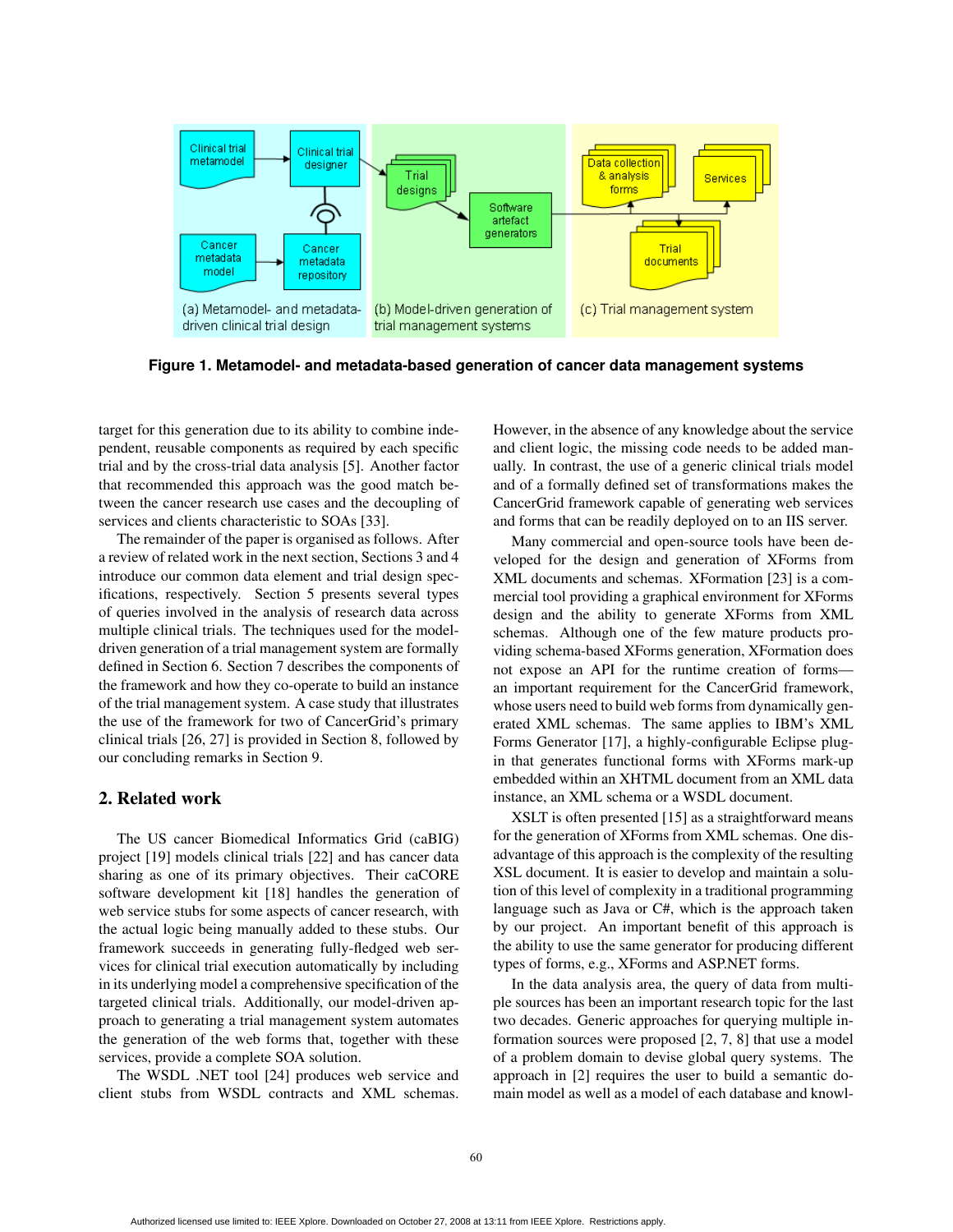**Figure 1. Metamodel- and metadata-based generation of cancer data management systems**

target for this generation due to its ability to combine independent, reusable components as required by each specific trial and by the cross-trial data analysis [5]. Another factor that recommended this approach was the good match between the cancer research use cases and the decoupling of services and clients characteristic to SOAs [33].

The remainder of the paper is organised as follows. After a review of related work in the next section, Sections 3 and 4 introduce our common data element and trial design specifications, respectively. Section 5 presents several types of queries involved in the analysis of research data across multiple clinical trials. The techniques used for the model-driven generation of a trial management system are formally defined in Section 6. Section 7 describes the components of the framework and how they co-operate to build an instance of the trial management system. A case study that illustrates the use of the framework for two of CancerGrid's primary clinical trials [26, 27] is provided in Section 8, followed by our concluding remarks in Section 9.

## 2. Related work

The US cancer Biomedical Informatics Grid (caBIG) project [19] models clinical trials [22] and has cancer data sharing as one of its primary objectives. Their caCORE software development kit [18] handles the generation of web service stubs for some aspects of cancer research, with the actual logic being manually added to these stubs. Our framework succeeds in generating fully-fledged web services for clinical trial execution automatically by including in its underlying model a comprehensive specification of the targeted clinical trials. Additionally, our model-driven approach to generating a trial management system automates the generation of the web forms that, together with these services, provide a complete SOA solution.

The WSDL .NET tool [24] produces web service and client stubs from WSDL contracts and XML schemas. However, in the absence of any knowledge about the service and client logic, the missing code needs to be added manually. In contrast, the use of a generic clinical trials model and of a formally defined set of transformations makes the CancerGrid framework capable of generating web services and forms that can be readily deployed on to an IIS server.

Many commercial and open-source tools have been developed for the design and generation of XForms from XML documents and schemas. XFormation [23] is a commercial tool providing a graphical environment for XForms design and the ability to generate XForms from XML schemas. Although one of the few mature products providing schema-based XForms generation, XFormation does not expose an API for the runtime creation of forms—an important requirement for the CancerGrid framework, whose users need to build web forms from dynamically generated XML schemas. The same applies to IBM's XML Forms Generator [17], a highly-configurable Eclipse plug-in that generates functional forms with XForms mark-up embedded within an XHTML document from an XML data instance, an XML schema or a WSDL document.

XSLT is often presented [15] as a straightforward means for the generation of XForms from XML schemas. One disadvantage of this approach is the complexity of the resulting XSL document. It is easier to develop and maintain a solution of this level of complexity in a traditional programming language such as Java or C#, which is the approach taken by our project. An important benefit of this approach is the ability to use the same generator for producing different types of forms, e.g., XForms and ASP.NET forms.

In the data analysis area, the query of data from multiple sources has been an important research topic for the last two decades. Generic approaches for querying multiple information sources were proposed [2, 7, 8] that use a model of a problem domain to devise global query systems. The approach in [2] requires the user to build a semantic domain model as well as a model of each database and knowl-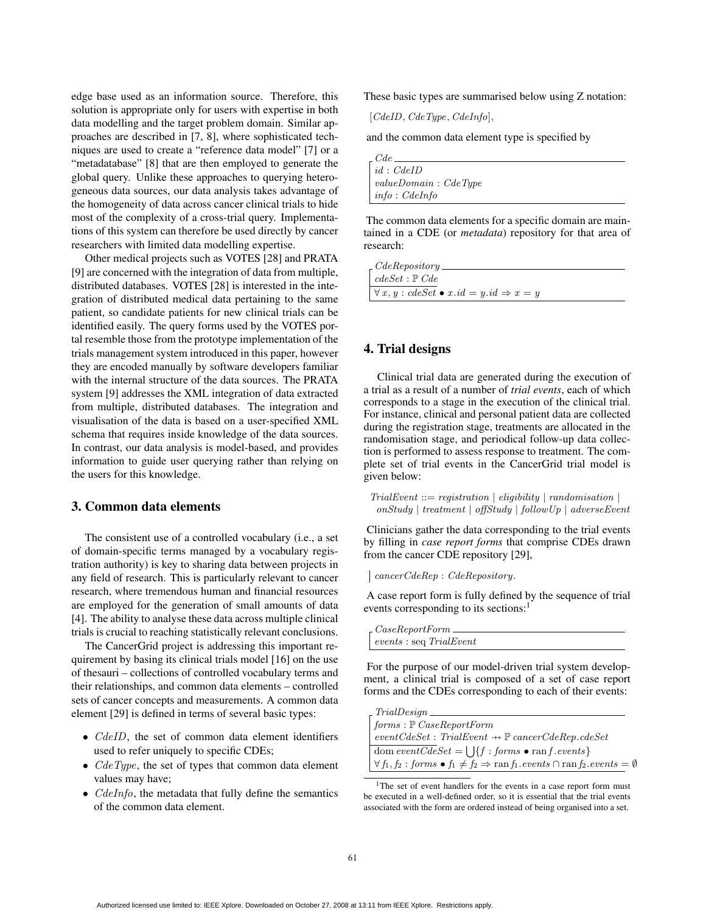edge base used as an information source. Therefore, this solution is appropriate only for users with expertise in both data modelling and the target problem domain. Similar approaches are described in [7, 8], where sophisticated techniques are used to create a "reference data model" [7] or a "metadatabase" [8] that are then employed to generate the global query. Unlike these approaches to querying heterogeneous data sources, our data analysis takes advantage of the homogeneity of data across cancer clinical trials to hide most of the complexity of a cross-trial query. Implementations of this system can therefore be used directly by cancer researchers with limited data modelling expertise.

Other medical projects such as VOTES [28] and PRATA [9] are concerned with the integration of data from multiple, distributed databases. VOTES [28] is interested in the integration of distributed medical data pertaining to the same patient, so candidate patients for new clinical trials can be identified easily. The query forms used by the VOTES portal resemble those from the prototype implementation of the trials management system introduced in this paper, however they are encoded manually by software developers familiar with the internal structure of the data sources. The PRATA system [9] addresses the XML integration of data extracted from multiple, distributed databases. The integration and visualisation of the data is based on a user-specified XML schema that requires inside knowledge of the data sources. In contrast, our data analysis is model-based, and provides information to guide user querying rather than relying on the users for this knowledge.

## 3. Common data elements

The consistent use of a controlled vocabulary (i.e., a set of domain-specific terms managed by a vocabulary registration authority) is key to sharing data between projects in any field of research. This is particularly relevant to cancer research, where tremendous human and financial resources are employed for the generation of small amounts of data [4]. The ability to analyse these data across multiple clinical trials is crucial to reaching statistically relevant conclusions.

The CancerGrid project is addressing this important requirement by basing its clinical trials model [16] on the use of thesauri – collections of controlled vocabulary terms and their relationships, and common data elements – controlled sets of cancer concepts and measurements. A common data element [29] is defined in terms of several basic types:

- $CdeID$, the set of common data element identifiers used to refer uniquely to specific CDEs;
- $CdeType$, the set of types that common data element values may have;
- $CdeInfo$, the metadata that fully define the semantics of the common data element.

These basic types are summarised below using Z notation:

$$[CdeID, CdeType, CdeInfo],$$

and the common data element type is specified by

$$\begin{array}{l}
\textit{Cde} \\
\hline
id : CdeID \\
valueDomain : CdeType \\
info : CdeInfo
\end{array}$$

The common data elements for a specific domain are maintained in a CDE (or *metadata*) repository for that area of research:

$$\begin{array}{l}
\textit{CdeRepository} \\
\hline
cdeSet : \mathbb{P}\ Cde \\
\hline
\forall x, y : cdeSet \bullet x.id = y.id \Rightarrow x = y
\end{array}$$

## 4. Trial designs

Clinical trial data are generated during the execution of a trial as a result of a number of *trial events*, each of which corresponds to a stage in the execution of the clinical trial. For instance, clinical and personal patient data are collected during the registration stage, treatments are allocated in the randomisation stage, and periodical follow-up data collection is performed to assess response to treatment. The complete set of trial events in the CancerGrid trial model is given below:

$$\begin{array}{l}
TrialEvent ::= registration \mid eligibility \mid randomisation \mid \\
\quad onStudy \mid treatment \mid offStudy \mid followUp \mid adverseEvent
\end{array}$$

Clinicians gather the data corresponding to the trial events by filling in *case report forms* that comprise CDEs drawn from the cancer CDE repository [29],

$$\mid\ cancerCdeRep : CdeRepository.$$

A case report form is fully defined by the sequence of trial events corresponding to its sections:[1]

$$\begin{array}{l}
\textit{CaseReportForm} \\
\hline
events : \text{seq}\ TrialEvent
\end{array}$$

For the purpose of our model-driven trial system development, a clinical trial is composed of a set of case report forms and the CDEs corresponding to each of their events:

$$\begin{array}{l}
\textit{TrialDesign} \\
\hline
forms : \mathbb{P}\ CaseReportForm \\
eventCdeSet : TrialEvent \rightarrow \mathbb{P}\ cancerCdeRep.cdeSet \\
\hline
\text{dom}\ eventCdeSet = \bigcup\{f : forms \bullet \text{ran}\ f.events\} \\
\forall f_1, f_2 : forms \bullet f_1 \neq f_2 \Rightarrow \text{ran}\ f_1.events \cap \text{ran}\ f_2.events = \emptyset
\end{array}$$

[1] The set of event handlers for the events in a case report form must be executed in a well-defined order, so it is essential that the trial events associated with the form are ordered instead of being organised into a set.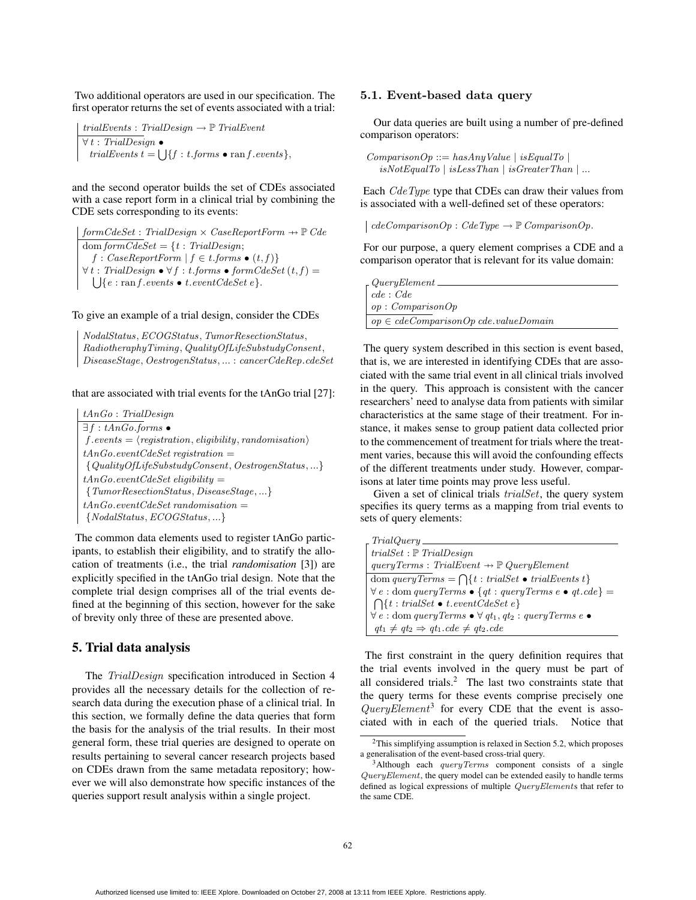Two additional operators are used in our specification. The first operator returns the set of events associated with a trial:

$$
\begin{array}{|l}
trialEvents : TrialDesign \rightarrow \mathbb{P}\ TrialEvent \\
\hline
\forall\, t : TrialDesign \bullet \\
\quad trialEvents\ t = \bigcup\{f : t.forms \bullet \operatorname{ran} f.events\},
\end{array}
$$

and the second operator builds the set of CDEs associated with a case report form in a clinical trial by combining the CDE sets corresponding to its events:

$$
\begin{array}{|l}
formCdeSet : TrialDesign \times CaseReportForm \nrightarrow \mathbb{P}\ Cde \\
\hline
\operatorname{dom} formCdeSet = \{t : TrialDesign; \\
\quad f : CaseReportForm \mid f \in t.forms \bullet (t, f)\} \\
\forall\, t : TrialDesign \bullet \forall\, f : t.forms \bullet formCdeSet\,(t, f) = \\
\quad \bigcup\{e : \operatorname{ran} f.events \bullet t.eventCdeSet\ e\}.
\end{array}
$$

To give an example of a trial design, consider the CDEs

$$
\begin{array}{|l}
NodalStatus, ECOGStatus, TumorResectionStatus, \\
RadiotheraphyTiming, QualityOfLifeSubstudyConsent, \\
DiseaseStage, OestrogenStatus, ... : cancerCdeRep.cdeSet
\end{array}
$$

that are associated with trial events for the tAnGo trial [27]:

$$
\begin{array}{|l}
tAnGo : TrialDesign \\
\hline
\exists\, f : tAnGo.forms \bullet \\
\quad f.events = \langle registration, eligibility, randomisation\rangle \\
tAnGo.eventCdeSet\ registration = \\
\quad \{QualityOfLifeSubstudyConsent, OestrogenStatus, ...\} \\
tAnGo.eventCdeSet\ eligibility = \\
\quad \{TumorResectionStatus, DiseaseStage, ...\} \\
tAnGo.eventCdeSet\ randomisation = \\
\quad \{NodalStatus, ECOGStatus, ...\}
\end{array}
$$

The common data elements used to register tAnGo participants, to establish their eligibility, and to stratify the allocation of treatments (i.e., the trial *randomisation* [3]) are explicitly specified in the tAnGo trial design. Note that the complete trial design comprises all of the trial events defined at the beginning of this section, however for the sake of brevity only three of these are presented above.

## 5. Trial data analysis

The $TrialDesign$ specification introduced in Section 4 provides all the necessary details for the collection of research data during the execution phase of a clinical trial. In this section, we formally define the data queries that form the basis for the analysis of the trial results. In their most general form, these trial queries are designed to operate on results pertaining to several cancer research projects based on CDEs drawn from the same metadata repository; however we will also demonstrate how specific instances of the queries support result analysis within a single project.

### 5.1. Event-based data query

Our data queries are built using a number of pre-defined comparison operators:

$$
\begin{array}{l}
ComparisonOp ::= hasAnyValue \mid isEqualTo \mid \\
\quad isNotEqualTo \mid isLessThan \mid isGreaterThan \mid ...
\end{array}
$$

Each $CdeType$ type that CDEs can draw their values from is associated with a well-defined set of these operators:

$$
\begin{array}{|l}
cdeComparisonOp : CdeType \rightarrow \mathbb{P}\ ComparisonOp.
\end{array}
$$

For our purpose, a query element comprises a CDE and a comparison operator that is relevant for its value domain:

$$
\begin{array}{|l}
\textit{QueryElement} \\
\hline
cde : Cde \\
op : ComparisonOp \\
\hline
op \in cdeComparisonOp\ cde.valueDomain
\end{array}
$$

The query system described in this section is event based, that is, we are interested in identifying CDEs that are associated with the same trial event in all clinical trials involved in the query. This approach is consistent with the cancer researchers' need to analyse data from patients with similar characteristics at the same stage of their treatment. For instance, it makes sense to group patient data collected prior to the commencement of treatment for trials where the treatment varies, because this will avoid the confounding effects of the different treatments under study. However, comparisons at later time points may prove less useful.

Given a set of clinical trials $trialSet$, the query system specifies its query terms as a mapping from trial events to sets of query elements:

$$
\begin{array}{|l}
\textit{TrialQuery} \\
\hline
trialSet : \mathbb{P}\ TrialDesign \\
queryTerms : TrialEvent \nrightarrow \mathbb{P}\ QueryElement \\
\hline
\operatorname{dom} queryTerms = \bigcap\{t : trialSet \bullet trialEvents\ t\} \\
\forall\, e : \operatorname{dom} queryTerms \bullet \{qt : queryTerms\ e \bullet qt.cde\} = \\
\quad \bigcap\{t : trialSet \bullet t.eventCdeSet\ e\} \\
\forall\, e : \operatorname{dom} queryTerms \bullet \forall\, qt_1, qt_2 : queryTerms\ e \bullet \\
\quad qt_1 \neq qt_2 \Rightarrow qt_1.cde \neq qt_2.cde
\end{array}
$$

The first constraint in the query definition requires that the trial events involved in the query must be part of all considered trials.[2] The last two constraints state that the query terms for these events comprise precisely one $QueryElement$[3] for every CDE that the event is associated with in each of the queried trials. Notice that

[2] This simplifying assumption is relaxed in Section 5.2, which proposes a generalisation of the event-based cross-trial query.

[3] Although each $queryTerms$ component consists of a single $QueryElement$, the query model can be extended easily to handle terms defined as logical expressions of multiple $QueryElement$s that refer to the same CDE.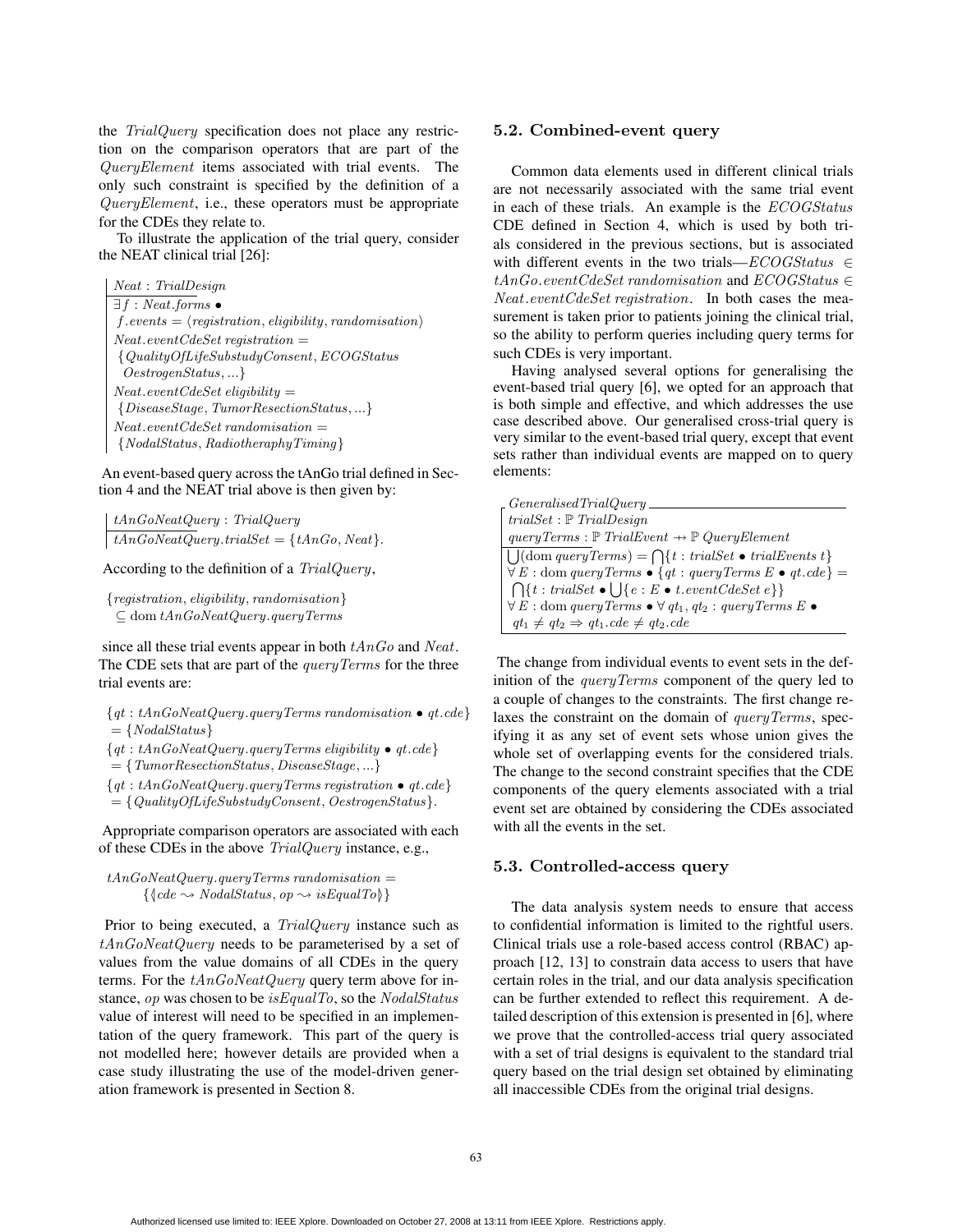the $TrialQuery$ specification does not place any restriction on the comparison operators that are part of the $QueryElement$ items associated with trial events. The only such constraint is specified by the definition of a $QueryElement$, i.e., these operators must be appropriate for the CDEs they relate to.

To illustrate the application of the trial query, consider the NEAT clinical trial [26]:

$$
\begin{array}{|l}
Neat : TrialDesign \\
\hline
\exists f : Neat.forms \bullet \\
\quad f.events = \langle registration, eligibility, randomisation \rangle \\
Neat.eventCdeSet\ registration = \\
\quad \{QualityOfLifeSubstudyConsent, ECOGStatus \\
\quad\ OestrogenStatus, ...\} \\
Neat.eventCdeSet\ eligibility = \\
\quad \{DiseaseStage, TumorResectionStatus, ...\} \\
Neat.eventCdeSet\ randomisation = \\
\quad \{NodalStatus, RadiotheraphyTiming\}
\end{array}
$$

An event-based query across the tAnGo trial defined in Section 4 and the NEAT trial above is then given by:

$$
\begin{array}{|l}
tAnGoNeatQuery : TrialQuery \\
\hline
tAnGoNeatQuery.trialSet = \{tAnGo, Neat\}.
\end{array}
$$

According to the definition of a $TrialQuery$,

$$
\{registration, eligibility, randomisation\} \subseteq \mathrm{dom}\ tAnGoNeatQuery.queryTerms
$$

since all these trial events appear in both $tAnGo$ and $Neat$. The CDE sets that are part of the $queryTerms$ for the three trial events are:

$$
\begin{array}{l}
\{qt : tAnGoNeatQuery.queryTerms\ randomisation \bullet qt.cde\} \\
\quad = \{NodalStatus\} \\
\{qt : tAnGoNeatQuery.queryTerms\ eligibility \bullet qt.cde\} \\
\quad = \{TumorResectionStatus, DiseaseStage, ...\} \\
\{qt : tAnGoNeatQuery.queryTerms\ registration \bullet qt.cde\} \\
\quad = \{QualityOfLifeSubstudyConsent, OestrogenStatus\}.
\end{array}
$$

Appropriate comparison operators are associated with each of these CDEs in the above $TrialQuery$ instance, e.g.,

$$
\begin{array}{l}
tAnGoNeatQuery.queryTerms\ randomisation = \\
\qquad \{\langle\!| cde \leadsto NodalStatus, op \leadsto isEqualTo |\!\rangle\}
\end{array}
$$

Prior to being executed, a $TrialQuery$ instance such as $tAnGoNeatQuery$ needs to be parameterised by a set of values from the value domains of all CDEs in the query terms. For the $tAnGoNeatQuery$ query term above for instance, $op$ was chosen to be $isEqualTo$, so the $NodalStatus$ value of interest will need to be specified in an implementation of the query framework. This part of the query is not modelled here; however details are provided when a case study illustrating the use of the model-driven generation framework is presented in Section 8.

### 5.2. Combined-event query

Common data elements used in different clinical trials are not necessarily associated with the same trial event in each of these trials. An example is the $ECOGStatus$ CDE defined in Section 4, which is used by both trials considered in the previous sections, but is associated with different events in the two trials—$ECOGStatus \in tAnGo.eventCdeSet\ randomisation$ and $ECOGStatus \in Neat.eventCdeSet\ registration$. In both cases the measurement is taken prior to patients joining the clinical trial, so the ability to perform queries including query terms for such CDEs is very important.

Having analysed several options for generalising the event-based trial query [6], we opted for an approach that is both simple and effective, and which addresses the use case described above. Our generalised cross-trial query is very similar to the event-based trial query, except that event sets rather than individual events are mapped on to query elements:

$$
\begin{array}{|l}
\textit{GeneralisedTrialQuery} \\
\hline
trialSet : \mathbb{P}\ TrialDesign \\
queryTerms : \mathbb{P}\ TrialEvent \rightarrow\!\!\!\!\!+ \mathbb{P}\ QueryElement \\
\hline
\bigcup(\mathrm{dom}\ queryTerms) = \bigcap\{t : trialSet \bullet trialEvents\ t\} \\
\forall E : \mathrm{dom}\ queryTerms \bullet \{qt : queryTerms\ E \bullet qt.cde\} = \\
\quad \bigcap\{t : trialSet \bullet \bigcup\{e : E \bullet t.eventCdeSet\ e\}\} \\
\forall E : \mathrm{dom}\ queryTerms \bullet \forall\ qt_1, qt_2 : queryTerms\ E \bullet \\
\quad qt_1 \neq qt_2 \Rightarrow qt_1.cde \neq qt_2.cde
\end{array}
$$

The change from individual events to event sets in the definition of the $queryTerms$ component of the query led to a couple of changes to the constraints. The first change relaxes the constraint on the domain of $queryTerms$, specifying it as any set of event sets whose union gives the whole set of overlapping events for the considered trials. The change to the second constraint specifies that the CDE components of the query elements associated with a trial event set are obtained by considering the CDEs associated with all the events in the set.

### 5.3. Controlled-access query

The data analysis system needs to ensure that access to confidential information is limited to the rightful users. Clinical trials use a role-based access control (RBAC) approach [12, 13] to constrain data access to users that have certain roles in the trial, and our data analysis specification can be further extended to reflect this requirement. A detailed description of this extension is presented in [6], where we prove that the controlled-access trial query associated with a set of trial designs is equivalent to the standard trial query based on the trial design set obtained by eliminating all inaccessible CDEs from the original trial designs.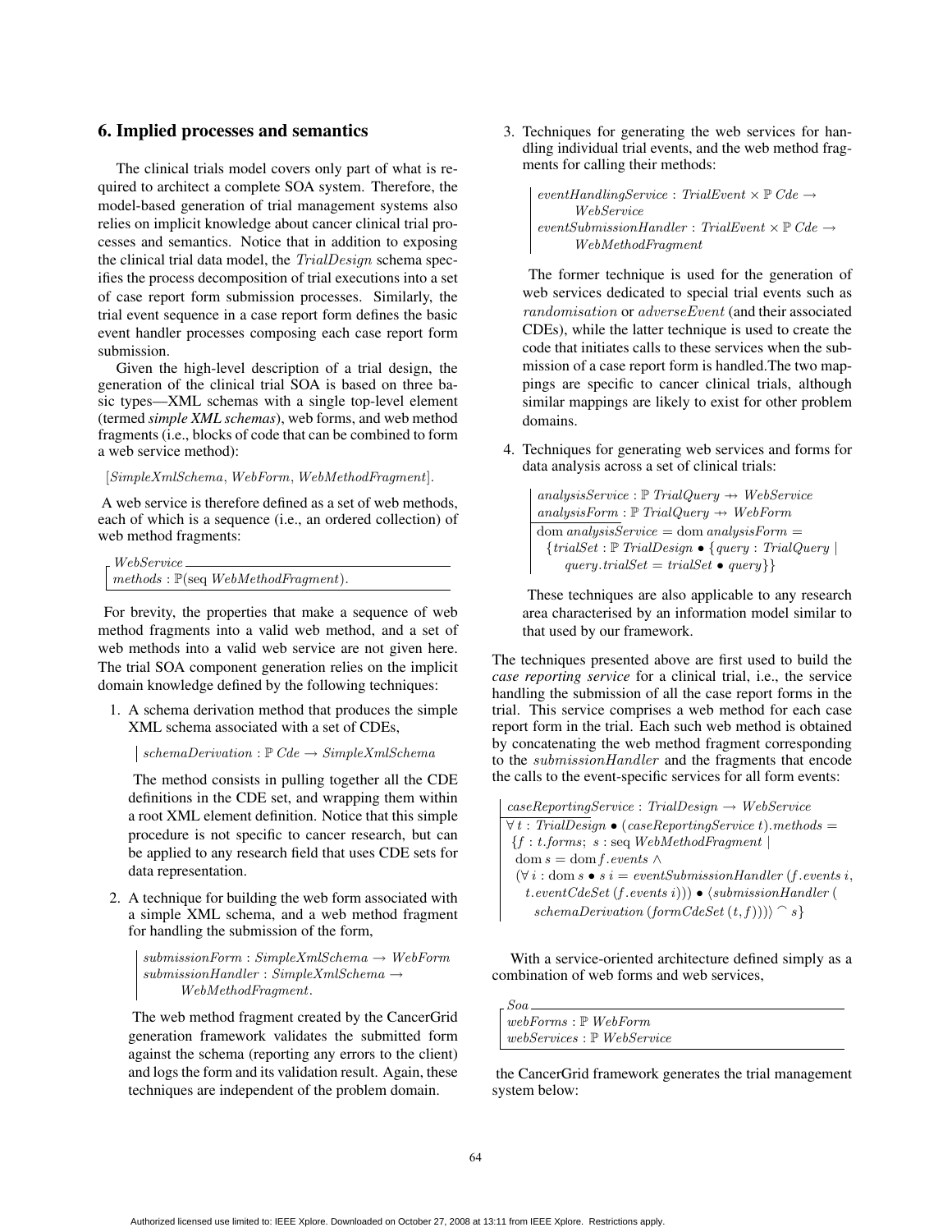## 6. Implied processes and semantics

The clinical trials model covers only part of what is required to architect a complete SOA system. Therefore, the model-based generation of trial management systems also relies on implicit knowledge about cancer clinical trial processes and semantics. Notice that in addition to exposing the clinical trial data model, the $\mathit{TrialDesign}$ schema specifies the process decomposition of trial executions into a set of case report form submission processes. Similarly, the trial event sequence in a case report form defines the basic event handler processes composing each case report form submission.

Given the high-level description of a trial design, the generation of the clinical trial SOA is based on three basic types—XML schemas with a single top-level element (termed ***simple XML schemas***), web forms, and web method fragments (i.e., blocks of code that can be combined to form a web service method):

$$[\mathit{SimpleXmlSchema}, \mathit{WebForm}, \mathit{WebMethodFragment}].$$

A web service is therefore defined as a set of web methods, each of which is a sequence (i.e., an ordered collection) of web method fragments:

$$\begin{array}{l} \underline{\mathit{WebService}} \\ \mathit{methods} : \mathbb{P}(\mathrm{seq}\ \mathit{WebMethodFragment}). \end{array}$$

For brevity, the properties that make a sequence of web method fragments into a valid web method, and a set of web methods into a valid web service are not given here. The trial SOA component generation relies on the implicit domain knowledge defined by the following techniques:

1. A schema derivation method that produces the simple XML schema associated with a set of CDEs,

   $$\mathit{schemaDerivation} : \mathbb{P}\ \mathit{Cde} \rightarrow \mathit{SimpleXmlSchema}$$

   The method consists in pulling together all the CDE definitions in the CDE set, and wrapping them within a root XML element definition. Notice that this simple procedure is not specific to cancer research, but can be applied to any research field that uses CDE sets for data representation.

2. A technique for building the web form associated with a simple XML schema, and a web method fragment for handling the submission of the form,

   $$\begin{array}{l} \mathit{submissionForm} : \mathit{SimpleXmlSchema} \rightarrow \mathit{WebForm} \\ \mathit{submissionHandler} : \mathit{SimpleXmlSchema} \rightarrow \\ \qquad \mathit{WebMethodFragment}. \end{array}$$

   The web method fragment created by the CancerGrid generation framework validates the submitted form against the schema (reporting any errors to the client) and logs the form and its validation result. Again, these techniques are independent of the problem domain.

3. Techniques for generating the web services for handling individual trial events, and the web method fragments for calling their methods:

   $$\begin{array}{l} \mathit{eventHandlingService} : \mathit{TrialEvent} \times \mathbb{P}\ \mathit{Cde} \rightarrow \\ \qquad \mathit{WebService} \\ \mathit{eventSubmissionHandler} : \mathit{TrialEvent} \times \mathbb{P}\ \mathit{Cde} \rightarrow \\ \qquad \mathit{WebMethodFragment} \end{array}$$

   The former technique is used for the generation of web services dedicated to special trial events such as $\mathit{randomisation}$ or $\mathit{adverseEvent}$ (and their associated CDEs), while the latter technique is used to create the code that initiates calls to these services when the submission of a case report form is handled.The two mappings are specific to cancer clinical trials, although similar mappings are likely to exist for other problem domains.

4. Techniques for generating web services and forms for data analysis across a set of clinical trials:

   $$\begin{array}{l} \mathit{analysisService} : \mathbb{P}\ \mathit{TrialQuery} \rightarrowtail \mathit{WebService} \\ \mathit{analysisForm} : \mathbb{P}\ \mathit{TrialQuery} \rightarrowtail \mathit{WebForm} \\ \hline \mathrm{dom}\ \mathit{analysisService} = \mathrm{dom}\ \mathit{analysisForm} = \\ \quad \{\mathit{trialSet} : \mathbb{P}\ \mathit{TrialDesign} \bullet \{\mathit{query} : \mathit{TrialQuery} \mid \\ \qquad \mathit{query}.\mathit{trialSet} = \mathit{trialSet} \bullet \mathit{query}\}\} \end{array}$$

   These techniques are also applicable to any research area characterised by an information model similar to that used by our framework.

The techniques presented above are first used to build the *case reporting service* for a clinical trial, i.e., the service handling the submission of all the case report forms in the trial. This service comprises a web method for each case report form in the trial. Each such web method is obtained by concatenating the web method fragment corresponding to the $\mathit{submissionHandler}$ and the fragments that encode the calls to the event-specific services for all form events:

$$\begin{array}{l} \mathit{caseReportingService} : \mathit{TrialDesign} \rightarrow \mathit{WebService} \\ \hline \forall\, t : \mathit{TrialDesign} \bullet (\mathit{caseReportingService}\ t).\mathit{methods} = \\ \quad \{f : t.\mathit{forms};\ s : \mathrm{seq}\ \mathit{WebMethodFragment} \mid \\ \quad\ \mathrm{dom}\ s = \mathrm{dom}\ f.\mathit{events} \wedge \\ \quad\ (\forall\, i : \mathrm{dom}\ s \bullet s\ i = \mathit{eventSubmissionHandler}\ (f.\mathit{events}\ i, \\ \qquad t.\mathit{eventCdeSet}\ (f.\mathit{events}\ i))) \bullet \langle \mathit{submissionHandler}\ ( \\ \qquad\quad \mathit{schemaDerivation}\ (\mathit{formCdeSet}\ (t, f)))\rangle \frown s\} \end{array}$$

With a service-oriented architecture defined simply as a combination of web forms and web services,

$$\begin{array}{l} \underline{\mathit{Soa}} \\ \mathit{webForms} : \mathbb{P}\ \mathit{WebForm} \\ \mathit{webServices} : \mathbb{P}\ \mathit{WebService} \end{array}$$

the CancerGrid framework generates the trial management system below: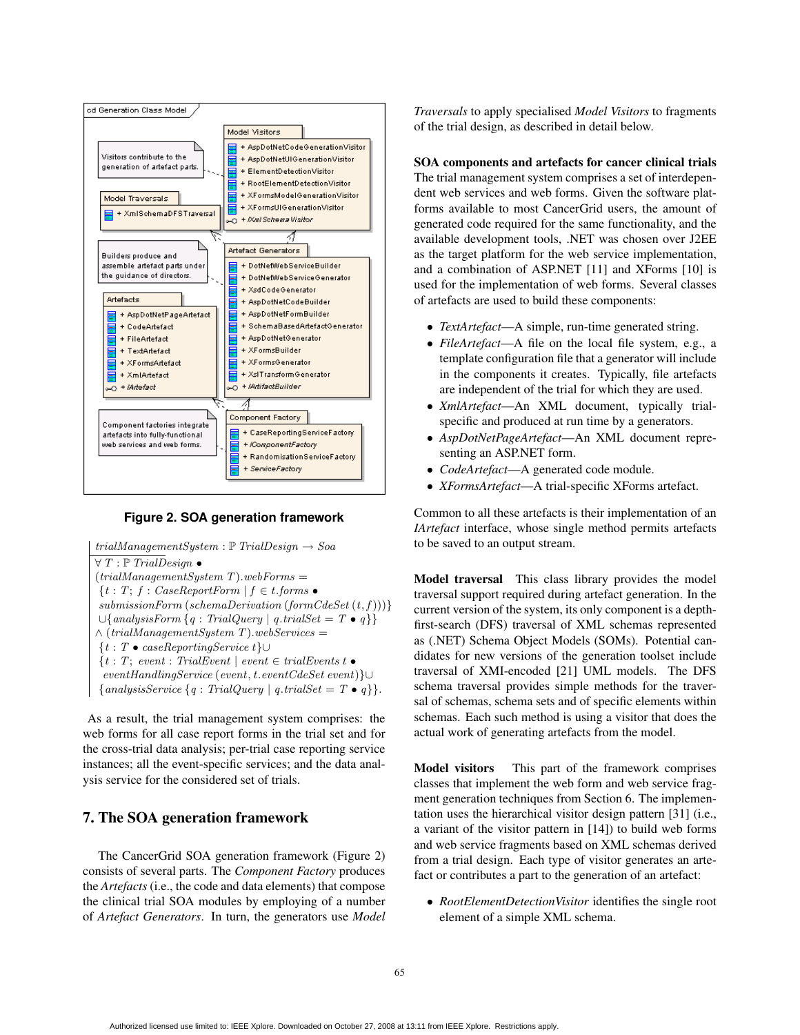cd Generation Class Model

Model Visitors
- + AspDotNetCodeGenerationVisitor
- + AspDotNetUIGenerationVisitor
- + ElementDetectionVisitor
- + RootElementDetectionVisitor
- + XFormsModelGenerationVisitor
- + XFormsUIGenerationVisitor
- + *IXmlSchemaVisitor*

Visitors contribute to the generation of artefact parts.

Model Traversals
- + XmlSchemaDFSTraversal

Builders produce and assemble artefact parts under the guidance of directors.

Artefact Generators
- + DotNetWebServiceBuilder
- + DotNetWebServiceGenerator
- + XsdCodeGenerator
- + AspDotNetCodeBuilder
- + AspDotNetFormBuilder
- + SchemaBasedArtefactGenerator
- + AspDotNetGenerator
- + XFormsBuilder
- + XFormsGenerator
- + XslTransformGenerator
- + *IArtifactBuilder*

Artefacts
- + AspDotNetPageArtefact
- + CodeArtefact
- + FileArtefact
- + TextArtefact
- + XFormsArtefact
- + XmlArtefact
- + *IArtefact*

Component factories integrate artefacts into fully-functional web services and web forms.

Component Factory
- + CaseReportingServiceFactory
- + *IComponentFactory*
- + RandomisationServiceFactory
- + *ServiceFactory*

**Figure 2. SOA generation framework**

$$
\begin{array}{l}
trialManagementSystem : \mathbb{P}\ TrialDesign \rightarrow Soa \\
\hline
\forall\ T : \mathbb{P}\ TrialDesign\ \bullet \\
(trialManagementSystem\ T).webForms = \\
\{t : T;\ f : CaseReportForm \mid f \in t.forms\ \bullet \\
\quad submissionForm\,(schemaDerivation\,(formCdeSet\,(t, f)))\} \\
\cup \{analysisForm\,\{q : TrialQuery \mid q.trialSet = T\ \bullet\ q\}\} \\
\wedge\ (trialManagementSystem\ T).webServices = \\
\{t : T\ \bullet\ caseReportingService\ t\} \cup \\
\{t : T;\ event : TrialEvent \mid event \in trialEvents\ t\ \bullet \\
\quad eventHandlingService\,(event, t.eventCdeSet\ event)\} \cup \\
\{analysisService\,\{q : TrialQuery \mid q.trialSet = T\ \bullet\ q\}\}.
\end{array}
$$

As a result, the trial management system comprises: the web forms for all case report forms in the trial set and for the cross-trial data analysis; per-trial case reporting service instances; all the event-specific services; and the data analysis service for the considered set of trials.

## 7. The SOA generation framework

The CancerGrid SOA generation framework (Figure 2) consists of several parts. The *Component Factory* produces the *Artefacts* (i.e., the code and data elements) that compose the clinical trial SOA modules by employing of a number of *Artefact Generators*. In turn, the generators use *Model Traversals* to apply specialised *Model Visitors* to fragments of the trial design, as described in detail below.

**SOA components and artefacts for cancer clinical trials** The trial management system comprises a set of interdependent web services and web forms. Given the software platforms available to most CancerGrid users, the amount of generated code required for the same functionality, and the available development tools, .NET was chosen over J2EE as the target platform for the web service implementation, and a combination of ASP.NET [11] and XForms [10] is used for the implementation of web forms. Several classes of artefacts are used to build these components:

- *TextArtefact*—A simple, run-time generated string.
- *FileArtefact*—A file on the local file system, e.g., a template configuration file that a generator will include in the components it creates. Typically, file artefacts are independent of the trial for which they are used.
- *XmlArtefact*—An XML document, typically trial-specific and produced at run time by a generators.
- *AspDotNetPageArtefact*—An XML document representing an ASP.NET form.
- *CodeArtefact*—A generated code module.
- *XFormsArtefact*—A trial-specific XForms artefact.

Common to all these artefacts is their implementation of an *IArtefact* interface, whose single method permits artefacts to be saved to an output stream.

**Model traversal** This class library provides the model traversal support required during artefact generation. In the current version of the system, its only component is a depth-first-search (DFS) traversal of XML schemas represented as (.NET) Schema Object Models (SOMs). Potential candidates for new versions of the generation toolset include traversal of XMI-encoded [21] UML models. The DFS schema traversal provides simple methods for the traversal of schemas, schema sets and of specific elements within schemas. Each such method is using a visitor that does the actual work of generating artefacts from the model.

**Model visitors** This part of the framework comprises classes that implement the web form and web service fragment generation techniques from Section 6. The implementation uses the hierarchical visitor design pattern [31] (i.e., a variant of the visitor pattern in [14]) to build web forms and web service fragments based on XML schemas derived from a trial design. Each type of visitor generates an artefact or contributes a part to the generation of an artefact:

- *RootElementDetectionVisitor* identifies the single root element of a simple XML schema.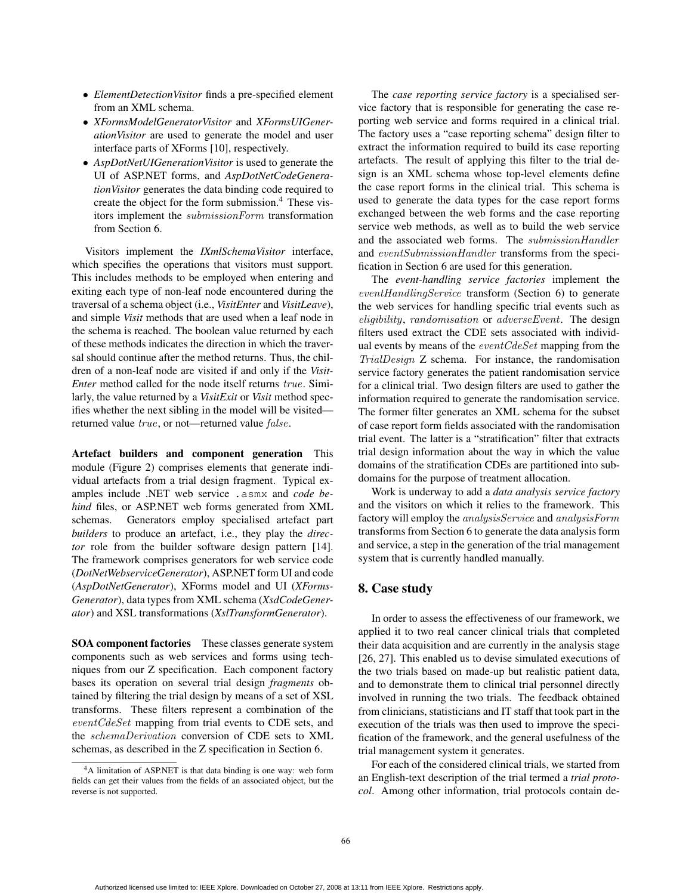- *ElementDetectionVisitor* finds a pre-specified element from an XML schema.
- *XFormsModelGeneratorVisitor* and *XFormsUIGenerationVisitor* are used to generate the model and user interface parts of XForms [10], respectively.
- *AspDotNetUIGenerationVisitor* is used to generate the UI of ASP.NET forms, and *AspDotNetCodeGenerationVisitor* generates the data binding code required to create the object for the form submission.[4] These visitors implement the $submissionForm$ transformation from Section 6.

Visitors implement the *IXmlSchemaVisitor* interface, which specifies the operations that visitors must support. This includes methods to be employed when entering and exiting each type of non-leaf node encountered during the traversal of a schema object (i.e., *VisitEnter* and *VisitLeave*), and simple *Visit* methods that are used when a leaf node in the schema is reached. The boolean value returned by each of these methods indicates the direction in which the traversal should continue after the method returns. Thus, the children of a non-leaf node are visited if and only if the *VisitEnter* method called for the node itself returns $true$. Similarly, the value returned by a *VisitExit* or *Visit* method specifies whether the next sibling in the model will be visited—returned value $true$, or not—returned value $false$.

**Artefact builders and component generation** This module (Figure 2) comprises elements that generate individual artefacts from a trial design fragment. Typical examples include .NET web service `.asmx` and *code behind* files, or ASP.NET web forms generated from XML schemas. Generators employ specialised artefact part *builders* to produce an artefact, i.e., they play the *director* role from the builder software design pattern [14]. The framework comprises generators for web service code (*DotNetWebserviceGenerator*), ASP.NET form UI and code (*AspDotNetGenerator*), XForms model and UI (*XFormsGenerator*), data types from XML schema (*XsdCodeGenerator*) and XSL transformations (*XslTransformGenerator*).

**SOA component factories** These classes generate system components such as web services and forms using techniques from our Z specification. Each component factory bases its operation on several trial design *fragments* obtained by filtering the trial design by means of a set of XSL transforms. These filters represent a combination of the $eventCdeSet$ mapping from trial events to CDE sets, and the $schemaDerivation$ conversion of CDE sets to XML schemas, as described in the Z specification in Section 6.

The *case reporting service factory* is a specialised service factory that is responsible for generating the case reporting web service and forms required in a clinical trial. The factory uses a "case reporting schema" design filter to extract the information required to build its case reporting artefacts. The result of applying this filter to the trial design is an XML schema whose top-level elements define the case report forms in the clinical trial. This schema is used to generate the data types for the case report forms exchanged between the web forms and the case reporting service web methods, as well as to build the web service and the associated web forms. The $submissionHandler$ and $eventSubmissionHandler$ transforms from the specification in Section 6 are used for this generation.

The *event-handling service factories* implement the $eventHandlingService$ transform (Section 6) to generate the web services for handling specific trial events such as $eligibility$, $randomisation$ or $adverseEvent$. The design filters used extract the CDE sets associated with individual events by means of the $eventCdeSet$ mapping from the $TrialDesign$ Z schema. For instance, the randomisation service factory generates the patient randomisation service for a clinical trial. Two design filters are used to gather the information required to generate the randomisation service. The former filter generates an XML schema for the subset of case report form fields associated with the randomisation trial event. The latter is a "stratification" filter that extracts trial design information about the way in which the value domains of the stratification CDEs are partitioned into subdomains for the purpose of treatment allocation.

Work is underway to add a *data analysis service factory* and the visitors on which it relies to the framework. This factory will employ the $analysisService$ and $analysisForm$ transforms from Section 6 to generate the data analysis form and service, a step in the generation of the trial management system that is currently handled manually.

## 8. Case study

In order to assess the effectiveness of our framework, we applied it to two real cancer clinical trials that completed their data acquisition and are currently in the analysis stage [26, 27]. This enabled us to devise simulated executions of the two trials based on made-up but realistic patient data, and to demonstrate them to clinical trial personnel directly involved in running the two trials. The feedback obtained from clinicians, statisticians and IT staff that took part in the execution of the trials was then used to improve the specification of the framework, and the general usefulness of the trial management system it generates.

For each of the considered clinical trials, we started from an English-text description of the trial termed a *trial protocol*. Among other information, trial protocols contain de-

[4] A limitation of ASP.NET is that data binding is one way: web form fields can get their values from the fields of an associated object, but the reverse is not supported.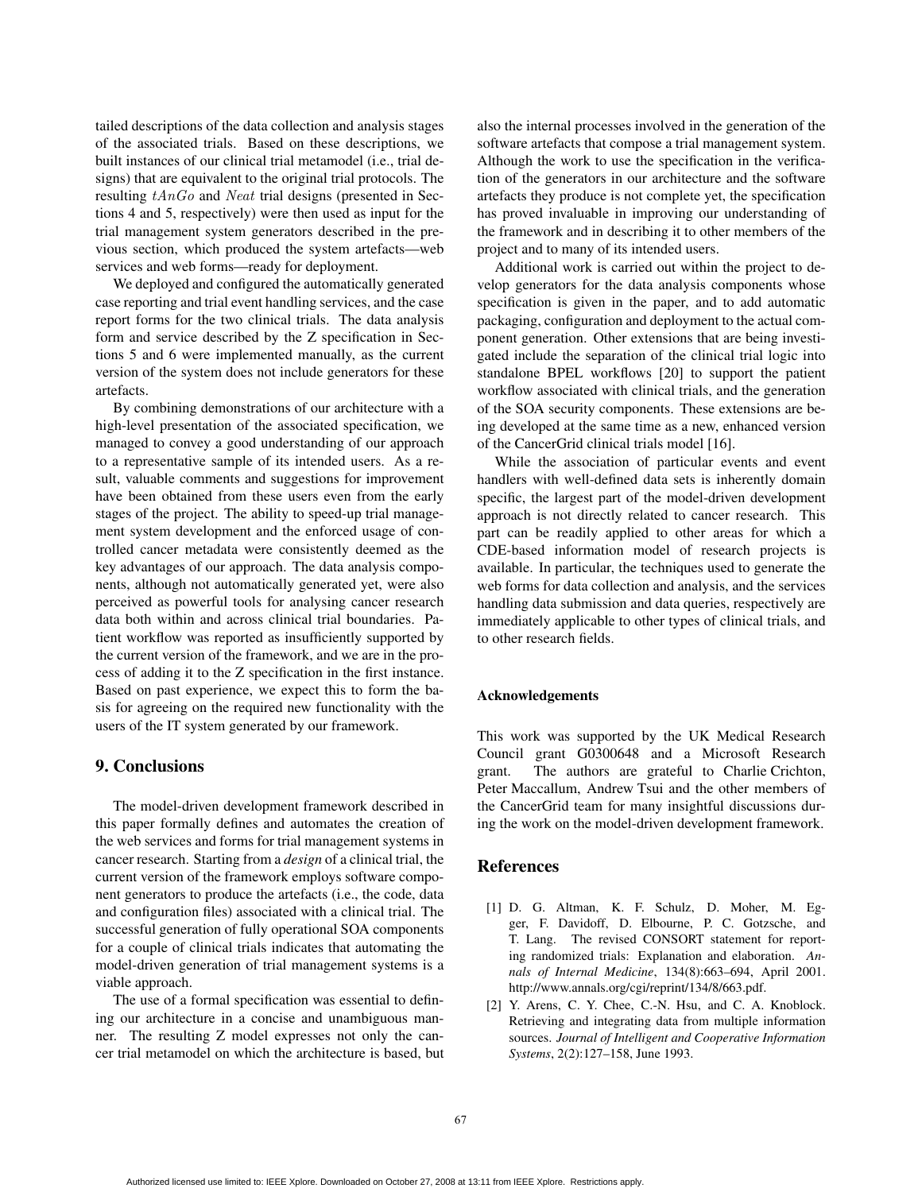tailed descriptions of the data collection and analysis stages of the associated trials. Based on these descriptions, we built instances of our clinical trial metamodel (i.e., trial designs) that are equivalent to the original trial protocols. The resulting $tAnGo$ and $Neat$ trial designs (presented in Sections 4 and 5, respectively) were then used as input for the trial management system generators described in the previous section, which produced the system artefacts—web services and web forms—ready for deployment.

We deployed and configured the automatically generated case reporting and trial event handling services, and the case report forms for the two clinical trials. The data analysis form and service described by the Z specification in Sections 5 and 6 were implemented manually, as the current version of the system does not include generators for these artefacts.

By combining demonstrations of our architecture with a high-level presentation of the associated specification, we managed to convey a good understanding of our approach to a representative sample of its intended users. As a result, valuable comments and suggestions for improvement have been obtained from these users even from the early stages of the project. The ability to speed-up trial management system development and the enforced usage of controlled cancer metadata were consistently deemed as the key advantages of our approach. The data analysis components, although not automatically generated yet, were also perceived as powerful tools for analysing cancer research data both within and across clinical trial boundaries. Patient workflow was reported as insufficiently supported by the current version of the framework, and we are in the process of adding it to the Z specification in the first instance. Based on past experience, we expect this to form the basis for agreeing on the required new functionality with the users of the IT system generated by our framework.

## 9. Conclusions

The model-driven development framework described in this paper formally defines and automates the creation of the web services and forms for trial management systems in cancer research. Starting from a *design* of a clinical trial, the current version of the framework employs software component generators to produce the artefacts (i.e., the code, data and configuration files) associated with a clinical trial. The successful generation of fully operational SOA components for a couple of clinical trials indicates that automating the model-driven generation of trial management systems is a viable approach.

The use of a formal specification was essential to defining our architecture in a concise and unambiguous manner. The resulting Z model expresses not only the cancer trial metamodel on which the architecture is based, but also the internal processes involved in the generation of the software artefacts that compose a trial management system. Although the work to use the specification in the verification of the generators in our architecture and the software artefacts they produce is not complete yet, the specification has proved invaluable in improving our understanding of the framework and in describing it to other members of the project and to many of its intended users.

Additional work is carried out within the project to develop generators for the data analysis components whose specification is given in the paper, and to add automatic packaging, configuration and deployment to the actual component generation. Other extensions that are being investigated include the separation of the clinical trial logic into standalone BPEL workflows [20] to support the patient workflow associated with clinical trials, and the generation of the SOA security components. These extensions are being developed at the same time as a new, enhanced version of the CancerGrid clinical trials model [16].

While the association of particular events and event handlers with well-defined data sets is inherently domain specific, the largest part of the model-driven development approach is not directly related to cancer research. This part can be readily applied to other areas for which a CDE-based information model of research projects is available. In particular, the techniques used to generate the web forms for data collection and analysis, and the services handling data submission and data queries, respectively are immediately applicable to other types of clinical trials, and to other research fields.

### Acknowledgements

This work was supported by the UK Medical Research Council grant G0300648 and a Microsoft Research grant. The authors are grateful to Charlie Crichton, Peter Maccallum, Andrew Tsui and the other members of the CancerGrid team for many insightful discussions during the work on the model-driven development framework.

## References

[1] D. G. Altman, K. F. Schulz, D. Moher, M. Egger, F. Davidoff, D. Elbourne, P. C. Gotzsche, and T. Lang. The revised CONSORT statement for reporting randomized trials: Explanation and elaboration. *Annals of Internal Medicine*, 134(8):663–694, April 2001. http://www.annals.org/cgi/reprint/134/8/663.pdf.

[2] Y. Arens, C. Y. Chee, C.-N. Hsu, and C. A. Knoblock. Retrieving and integrating data from multiple information sources. *Journal of Intelligent and Cooperative Information Systems*, 2(2):127–158, June 1993.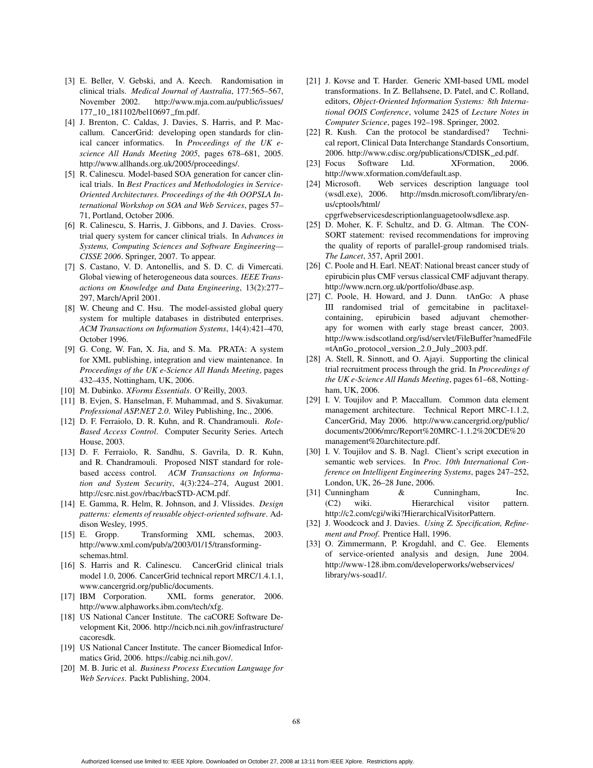[3] E. Beller, V. Gebski, and A. Keech. Randomisation in clinical trials. *Medical Journal of Australia*, 177:565–567, November 2002. http://www.mja.com.au/public/issues/177_10_181102/bel10697_fm.pdf.

[4] J. Brenton, C. Caldas, J. Davies, S. Harris, and P. Maccallum. CancerGrid: developing open standards for clinical cancer informatics. In *Proceedings of the UK e-science All Hands Meeting 2005*, pages 678–681, 2005. http://www.allhands.org.uk/2005/proceedings/.

[5] R. Calinescu. Model-based SOA generation for cancer clinical trials. In *Best Practices and Methodologies in Service-Oriented Architectures. Proceedings of the 4th OOPSLA International Workshop on SOA and Web Services*, pages 57–71, Portland, October 2006.

[6] R. Calinescu, S. Harris, J. Gibbons, and J. Davies. Cross-trial query system for cancer clinical trials. In *Advances in Systems, Computing Sciences and Software Engineering—CISSE 2006*. Springer, 2007. To appear.

[7] S. Castano, V. D. Antonellis, and S. D. C. di Vimercati. Global viewing of heterogeneous data sources. *IEEE Transactions on Knowledge and Data Engineering*, 13(2):277–297, March/April 2001.

[8] W. Cheung and C. Hsu. The model-assisted global query system for multiple databases in distributed enterprises. *ACM Transactions on Information Systems*, 14(4):421–470, October 1996.

[9] G. Cong, W. Fan, X. Jia, and S. Ma. PRATA: A system for XML publishing, integration and view maintenance. In *Proceedings of the UK e-Science All Hands Meeting*, pages 432–435, Nottingham, UK, 2006.

[10] M. Dubinko. *XForms Essentials*. O'Reilly, 2003.

[11] B. Evjen, S. Hanselman, F. Muhammad, and S. Sivakumar. *Professional ASP.NET 2.0*. Wiley Publishing, Inc., 2006.

[12] D. F. Ferraiolo, D. R. Kuhn, and R. Chandramouli. *Role-Based Access Control*. Computer Security Series. Artech House, 2003.

[13] D. F. Ferraiolo, R. Sandhu, S. Gavrila, D. R. Kuhn, and R. Chandramouli. Proposed NIST standard for role-based access control. *ACM Transactions on Information and System Security*, 4(3):224–274, August 2001. http://csrc.nist.gov/rbac/rbacSTD-ACM.pdf.

[14] E. Gamma, R. Helm, R. Johnson, and J. Vlissides. *Design patterns: elements of reusable object-oriented software*. Addison Wesley, 1995.

[15] E. Gropp. Transforming XML schemas, 2003. http://www.xml.com/pub/a/2003/01/15/transforming-schemas.html.

[16] S. Harris and R. Calinescu. CancerGrid clinical trials model 1.0, 2006. CancerGrid technical report MRC/1.4.1.1, www.cancergrid.org/public/documents.

[17] IBM Corporation. XML forms generator, 2006. http://www.alphaworks.ibm.com/tech/xfg.

[18] US National Cancer Institute. The caCORE Software Development Kit, 2006. http://ncicb.nci.nih.gov/infrastructure/cacoresdk.

[19] US National Cancer Institute. The cancer Biomedical Informatics Grid, 2006. https://cabig.nci.nih.gov/.

[20] M. B. Juric et al. *Business Process Execution Language for Web Services*. Packt Publishing, 2004.

[21] J. Kovse and T. Harder. Generic XMI-based UML model transformations. In Z. Bellahsene, D. Patel, and C. Rolland, editors, *Object-Oriented Information Systems: 8th International OOIS Conference*, volume 2425 of *Lecture Notes in Computer Science*, pages 192–198. Springer, 2002.

[22] R. Kush. Can the protocol be standardised? Technical report, Clinical Data Interchange Standards Consortium, 2006. http://www.cdisc.org/publications/CDISK_ed.pdf.

[23] Focus Software Ltd. XFormation, 2006. http://www.xformation.com/default.asp.

[24] Microsoft. Web services description language tool (wsdl.exe), 2006. http://msdn.microsoft.com/library/en-us/cptools/html/cpgrfwebservicesdescriptionlanguagetoolwsdlexe.asp.

[25] D. Moher, K. F. Schultz, and D. G. Altman. The CONSORT statement: revised recommendations for improving the quality of reports of parallel-group randomised trials. *The Lancet*, 357, April 2001.

[26] C. Poole and H. Earl. NEAT: National breast cancer study of epirubicin plus CMF versus classical CMF adjuvant therapy. http://www.ncrn.org.uk/portfolio/dbase.asp.

[27] C. Poole, H. Howard, and J. Dunn. tAnGo: A phase III randomised trial of gemcitabine in paclitaxel-containing, epirubicin based adjuvant chemotherapy for women with early stage breast cancer, 2003. http://www.isdscotland.org/isd/servlet/FileBuffer?namedFile=tAnGo_protocol_version_2.0_July_2003.pdf.

[28] A. Stell, R. Sinnott, and O. Ajayi. Supporting the clinical trial recruitment process through the grid. In *Proceedings of the UK e-Science All Hands Meeting*, pages 61–68, Nottingham, UK, 2006.

[29] I. V. Toujilov and P. Maccallum. Common data element management architecture. Technical Report MRC-1.1.2, CancerGrid, May 2006. http://www.cancergrid.org/public/documents/2006/mrc/Report%20MRC-1.1.2%20CDE%20management%20architecture.pdf.

[30] I. V. Toujilov and S. B. Nagl. Client's script execution in semantic web services. In *Proc. 10th International Conference on Intelligent Engineering Systems*, pages 247–252, London, UK, 26–28 June, 2006.

[31] Cunningham & Cunningham, Inc. (C2) wiki. Hierarchical visitor pattern. http://c2.com/cgi/wiki?HierarchicalVisitorPattern.

[32] J. Woodcock and J. Davies. *Using Z. Specification, Refinement and Proof*. Prentice Hall, 1996.

[33] O. Zimmermann, P. Krogdahl, and C. Gee. Elements of service-oriented analysis and design, June 2004. http://www-128.ibm.com/developerworks/webservices/library/ws-soad1/.